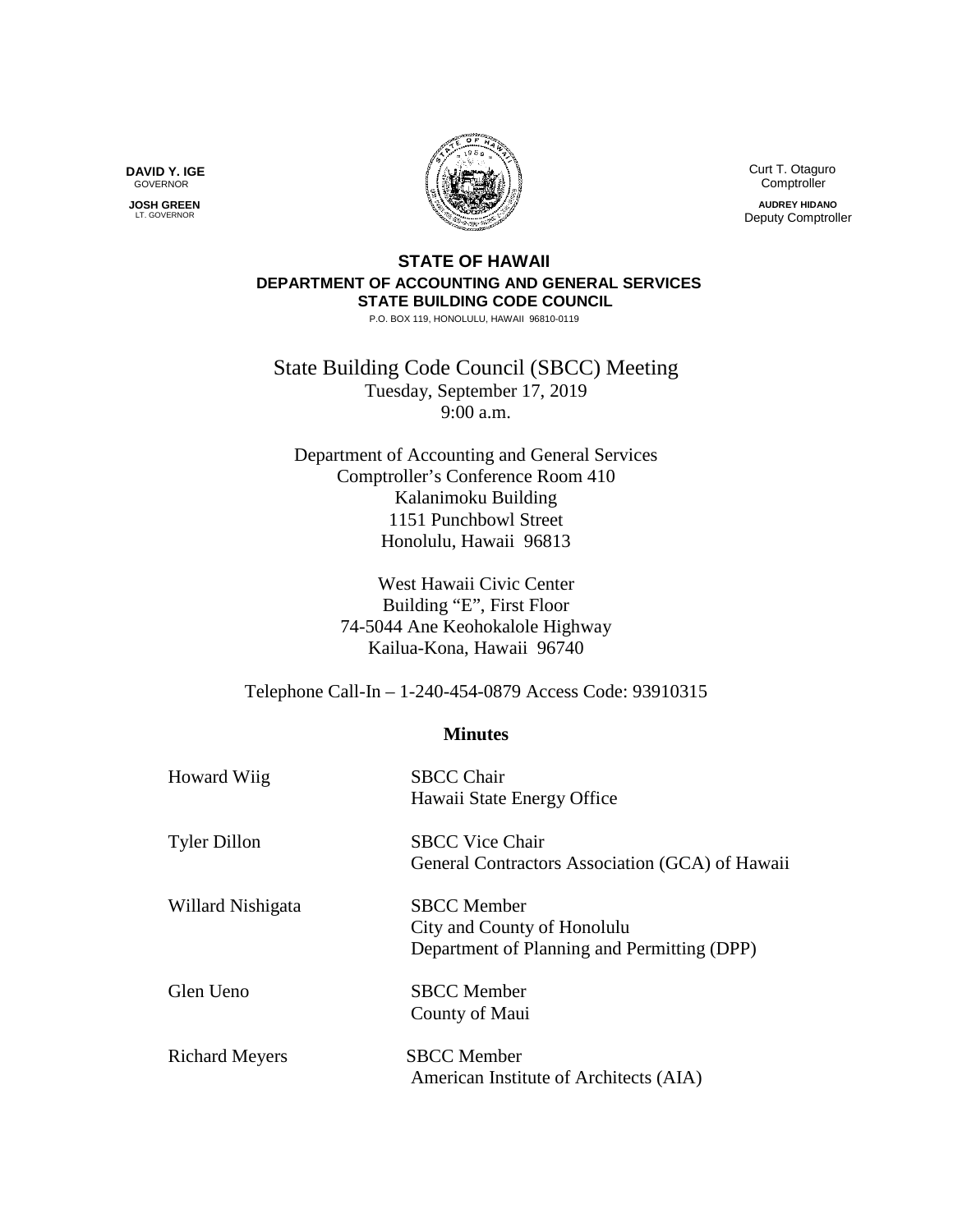**DAVID Y. IGE**
GOVERNOR

**JOSH GREEN**
LT. GOVERNOR

Curt T. Otaguro
Comptroller

**AUDREY HIDANO**
Deputy Comptroller

**STATE OF HAWAII**
**DEPARTMENT OF ACCOUNTING AND GENERAL SERVICES**
**STATE BUILDING CODE COUNCIL**
P.O. BOX 119, HONOLULU, HAWAII 96810-0119

# State Building Code Council (SBCC) Meeting

Tuesday, September 17, 2019
9:00 a.m.

Department of Accounting and General Services
Comptroller's Conference Room 410
Kalanimoku Building
1151 Punchbowl Street
Honolulu, Hawaii 96813

West Hawaii Civic Center
Building "E", First Floor
74-5044 Ane Keohokalole Highway
Kailua-Kona, Hawaii 96740

Telephone Call-In – 1-240-454-0879 Access Code: 93910315

## Minutes

| | |
|---|---|
| Howard Wiig | SBCC Chair<br>Hawaii State Energy Office |
| Tyler Dillon | SBCC Vice Chair<br>General Contractors Association (GCA) of Hawaii |
| Willard Nishigata | SBCC Member<br>City and County of Honolulu<br>Department of Planning and Permitting (DPP) |
| Glen Ueno | SBCC Member<br>County of Maui |
| Richard Meyers | SBCC Member<br>American Institute of Architects (AIA) |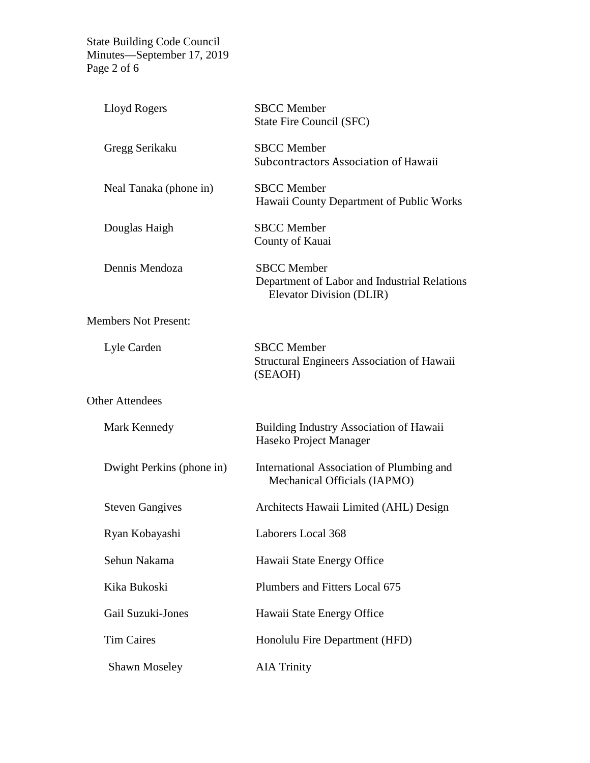| | |
|---|---|
| Lloyd Rogers | SBCC Member<br>State Fire Council (SFC) |
| Gregg Serikaku | SBCC Member<br>Subcontractors Association of Hawaii |
| Neal Tanaka (phone in) | SBCC Member<br>Hawaii County Department of Public Works |
| Douglas Haigh | SBCC Member<br>County of Kauai |
| Dennis Mendoza | SBCC Member<br>Department of Labor and Industrial Relations Elevator Division (DLIR) |

Members Not Present:

| | |
|---|---|
| Lyle Carden | SBCC Member<br>Structural Engineers Association of Hawaii (SEAOH) |

Other Attendees

| | |
|---|---|
| Mark Kennedy | Building Industry Association of Hawaii<br>Haseko Project Manager |
| Dwight Perkins (phone in) | International Association of Plumbing and Mechanical Officials (IAPMO) |
| Steven Gangives | Architects Hawaii Limited (AHL) Design |
| Ryan Kobayashi | Laborers Local 368 |
| Sehun Nakama | Hawaii State Energy Office |
| Kika Bukoski | Plumbers and Fitters Local 675 |
| Gail Suzuki-Jones | Hawaii State Energy Office |
| Tim Caires | Honolulu Fire Department (HFD) |
| Shawn Moseley | AIA Trinity |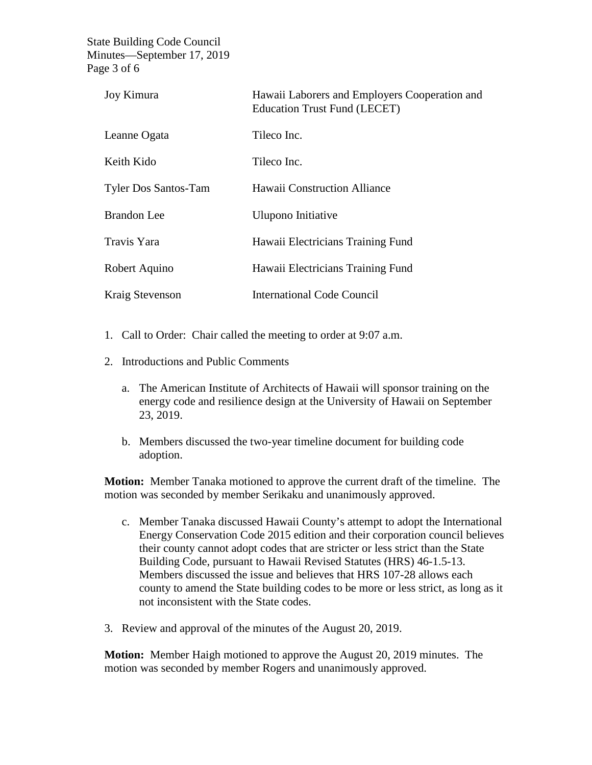| | |
|---|---|
| Joy Kimura | Hawaii Laborers and Employers Cooperation and Education Trust Fund (LECET) |
| Leanne Ogata | Tileco Inc. |
| Keith Kido | Tileco Inc. |
| Tyler Dos Santos-Tam | Hawaii Construction Alliance |
| Brandon Lee | Ulupono Initiative |
| Travis Yara | Hawaii Electricians Training Fund |
| Robert Aquino | Hawaii Electricians Training Fund |
| Kraig Stevenson | International Code Council |

1. Call to Order: Chair called the meeting to order at 9:07 a.m.

2. Introductions and Public Comments

   a. The American Institute of Architects of Hawaii will sponsor training on the energy code and resilience design at the University of Hawaii on September 23, 2019.

   b. Members discussed the two-year timeline document for building code adoption.

**Motion:** Member Tanaka motioned to approve the current draft of the timeline. The motion was seconded by member Serikaku and unanimously approved.

   c. Member Tanaka discussed Hawaii County's attempt to adopt the International Energy Conservation Code 2015 edition and their corporation council believes their county cannot adopt codes that are stricter or less strict than the State Building Code, pursuant to Hawaii Revised Statutes (HRS) 46-1.5-13. Members discussed the issue and believes that HRS 107-28 allows each county to amend the State building codes to be more or less strict, as long as it not inconsistent with the State codes.

3. Review and approval of the minutes of the August 20, 2019.

**Motion:** Member Haigh motioned to approve the August 20, 2019 minutes. The motion was seconded by member Rogers and unanimously approved.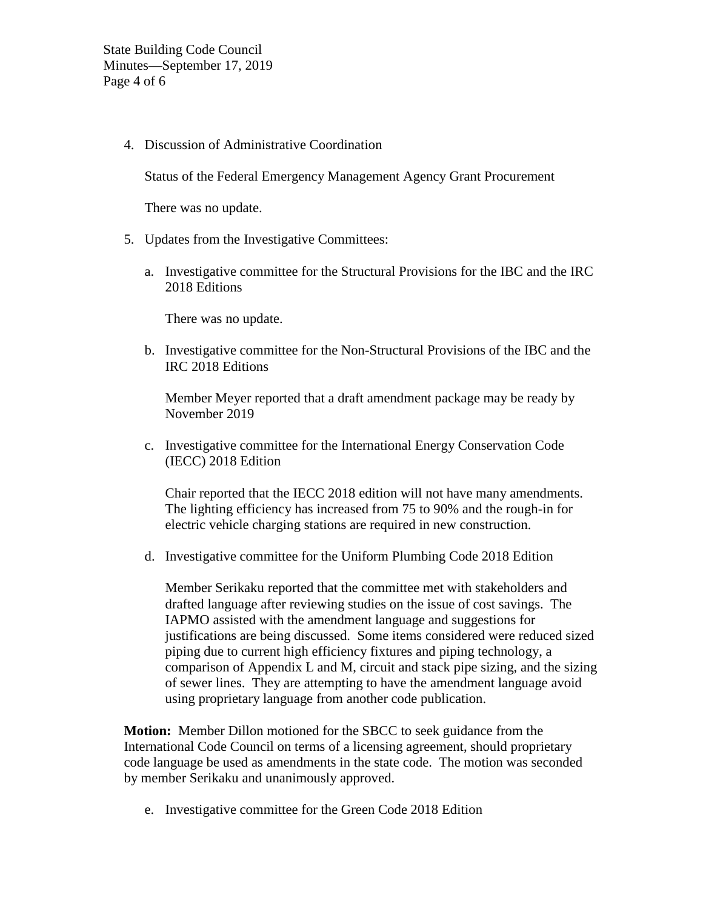4. Discussion of Administrative Coordination

   Status of the Federal Emergency Management Agency Grant Procurement

   There was no update.

5. Updates from the Investigative Committees:

   a. Investigative committee for the Structural Provisions for the IBC and the IRC 2018 Editions

      There was no update.

   b. Investigative committee for the Non-Structural Provisions of the IBC and the IRC 2018 Editions

      Member Meyer reported that a draft amendment package may be ready by November 2019

   c. Investigative committee for the International Energy Conservation Code (IECC) 2018 Edition

      Chair reported that the IECC 2018 edition will not have many amendments. The lighting efficiency has increased from 75 to 90% and the rough-in for electric vehicle charging stations are required in new construction.

   d. Investigative committee for the Uniform Plumbing Code 2018 Edition

      Member Serikaku reported that the committee met with stakeholders and drafted language after reviewing studies on the issue of cost savings. The IAPMO assisted with the amendment language and suggestions for justifications are being discussed. Some items considered were reduced sized piping due to current high efficiency fixtures and piping technology, a comparison of Appendix L and M, circuit and stack pipe sizing, and the sizing of sewer lines. They are attempting to have the amendment language avoid using proprietary language from another code publication.

**Motion:** Member Dillon motioned for the SBCC to seek guidance from the International Code Council on terms of a licensing agreement, should proprietary code language be used as amendments in the state code. The motion was seconded by member Serikaku and unanimously approved.

   e. Investigative committee for the Green Code 2018 Edition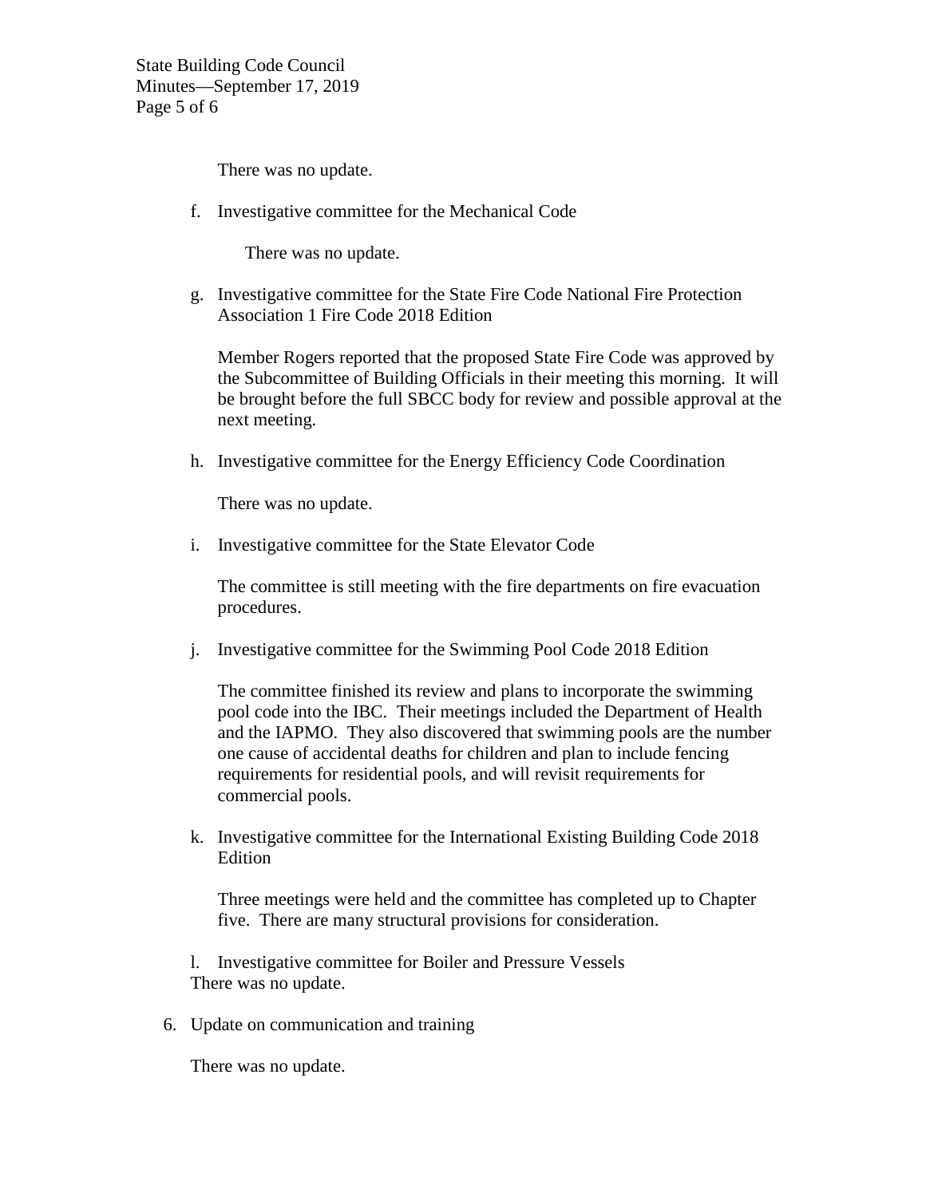There was no update.

f. Investigative committee for the Mechanical Code

   There was no update.

g. Investigative committee for the State Fire Code National Fire Protection Association 1 Fire Code 2018 Edition

   Member Rogers reported that the proposed State Fire Code was approved by the Subcommittee of Building Officials in their meeting this morning. It will be brought before the full SBCC body for review and possible approval at the next meeting.

h. Investigative committee for the Energy Efficiency Code Coordination

   There was no update.

i. Investigative committee for the State Elevator Code

   The committee is still meeting with the fire departments on fire evacuation procedures.

j. Investigative committee for the Swimming Pool Code 2018 Edition

   The committee finished its review and plans to incorporate the swimming pool code into the IBC. Their meetings included the Department of Health and the IAPMO. They also discovered that swimming pools are the number one cause of accidental deaths for children and plan to include fencing requirements for residential pools, and will revisit requirements for commercial pools.

k. Investigative committee for the International Existing Building Code 2018 Edition

   Three meetings were held and the committee has completed up to Chapter five. There are many structural provisions for consideration.

l. Investigative committee for Boiler and Pressure Vessels

   There was no update.

6. Update on communication and training

   There was no update.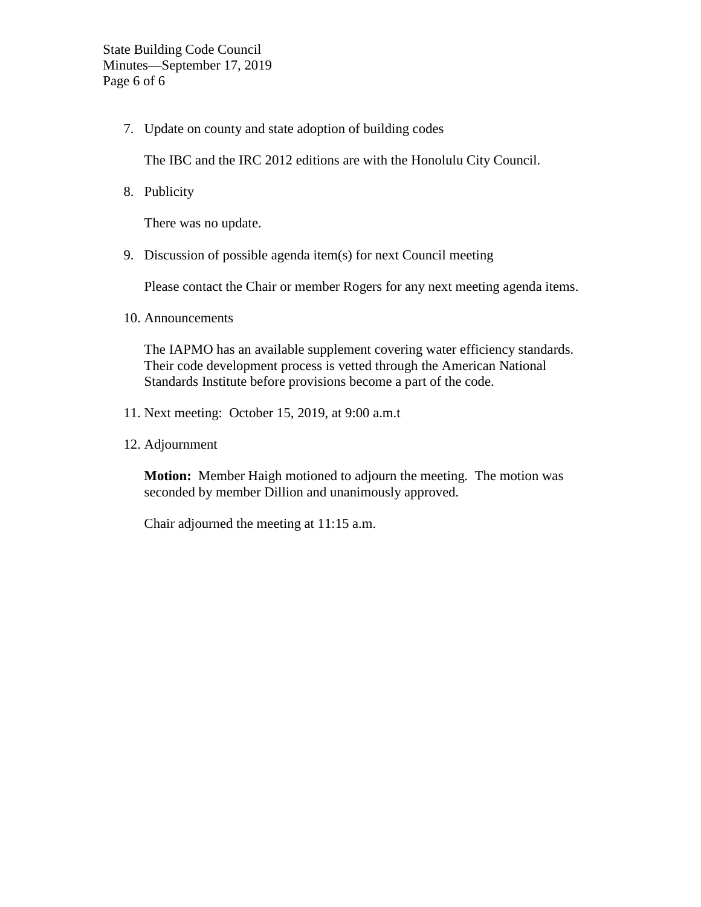7. Update on county and state adoption of building codes

   The IBC and the IRC 2012 editions are with the Honolulu City Council.

8. Publicity

   There was no update.

9. Discussion of possible agenda item(s) for next Council meeting

   Please contact the Chair or member Rogers for any next meeting agenda items.

10. Announcements

    The IAPMO has an available supplement covering water efficiency standards. Their code development process is vetted through the American National Standards Institute before provisions become a part of the code.

11. Next meeting: October 15, 2019, at 9:00 a.m.t

12. Adjournment

    **Motion:** Member Haigh motioned to adjourn the meeting. The motion was seconded by member Dillion and unanimously approved.

    Chair adjourned the meeting at 11:15 a.m.